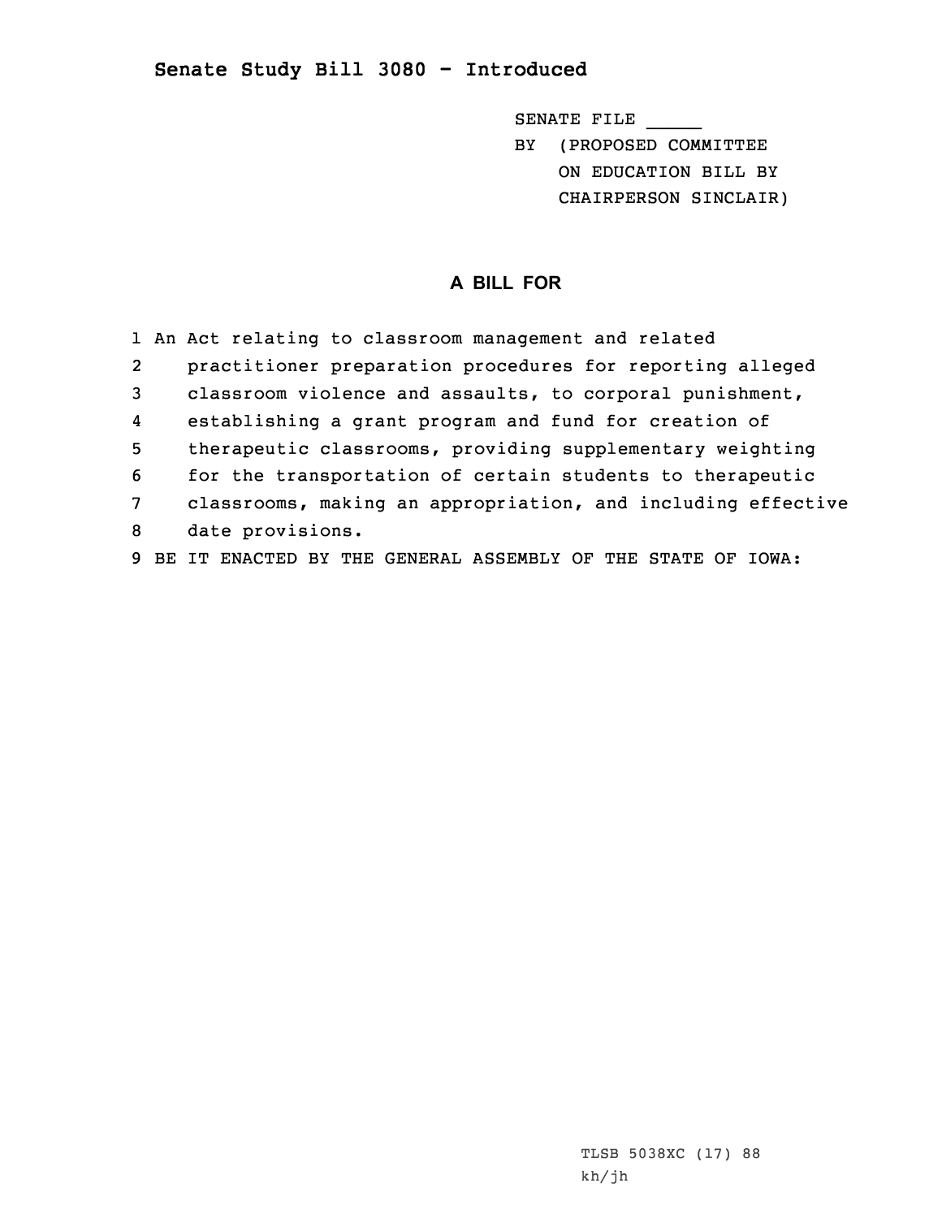## Senate Study Bill 3080 - Introduced

SENATE FILE _____

BY (PROPOSED COMMITTEE ON EDUCATION BILL BY CHAIRPERSON SINCLAIR)

# A BILL FOR

1 An Act relating to classroom management and related
2 practitioner preparation procedures for reporting alleged
3 classroom violence and assaults, to corporal punishment,
4 establishing a grant program and fund for creation of
5 therapeutic classrooms, providing supplementary weighting
6 for the transportation of certain students to therapeutic
7 classrooms, making an appropriation, and including effective
8 date provisions.
9 BE IT ENACTED BY THE GENERAL ASSEMBLY OF THE STATE OF IOWA:

TLSB 5038XC (17) 88
kh/jh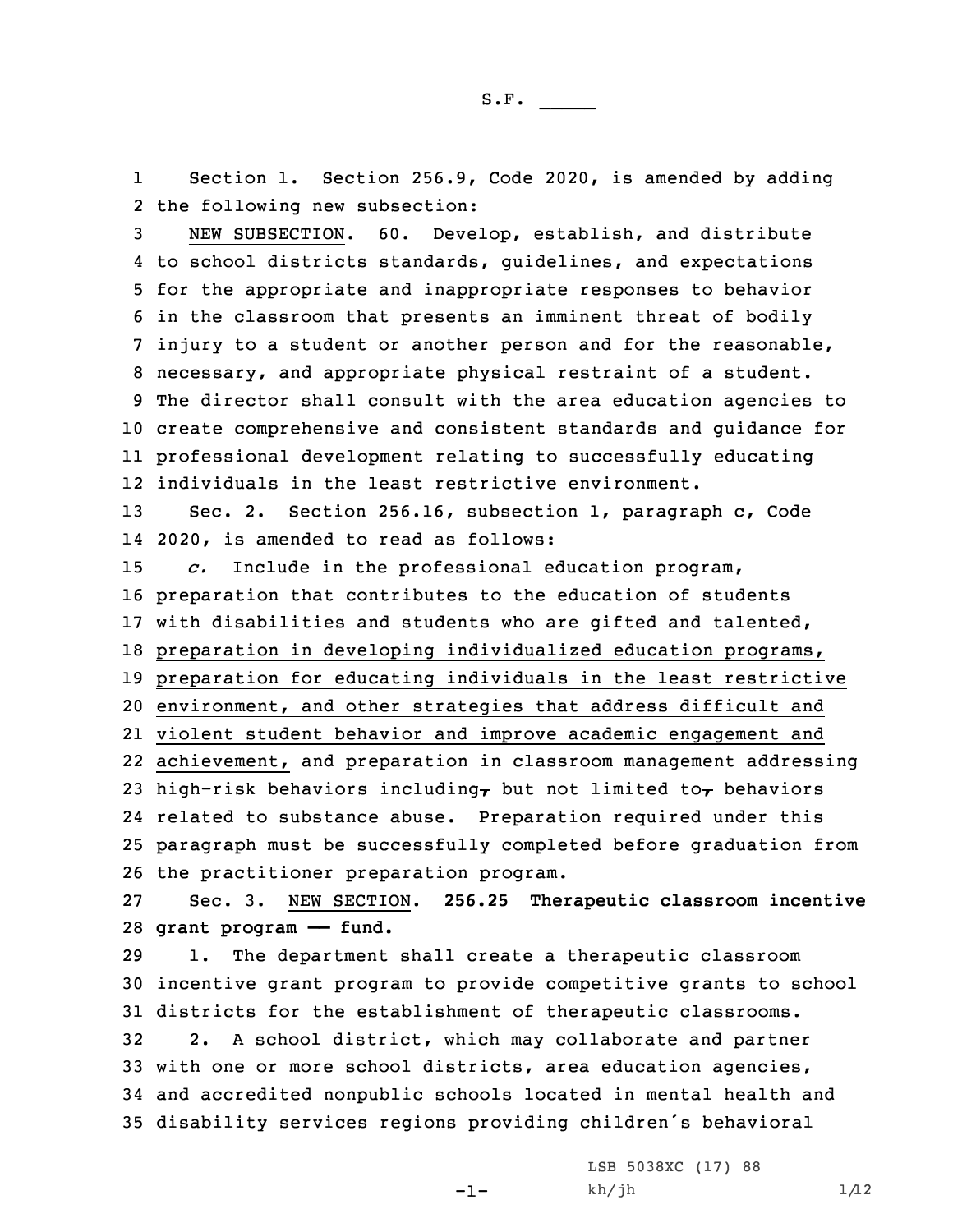S.F. _____

Section 1. Section 256.9, Code 2020, is amended by adding the following new subsection:

NEW SUBSECTION. 60. Develop, establish, and distribute to school districts standards, guidelines, and expectations for the appropriate and inappropriate responses to behavior in the classroom that presents an imminent threat of bodily injury to a student or another person and for the reasonable, necessary, and appropriate physical restraint of a student. The director shall consult with the area education agencies to create comprehensive and consistent standards and guidance for professional development relating to successfully educating individuals in the least restrictive environment.

Sec. 2. Section 256.16, subsection 1, paragraph c, Code 2020, is amended to read as follows:

*c.* Include in the professional education program, preparation that contributes to the education of students with disabilities and students who are gifted and talented, preparation in developing individualized education programs, preparation for educating individuals in the least restrictive environment, and other strategies that address difficult and violent student behavior and improve academic engagement and achievement, and preparation in classroom management addressing high-risk behaviors including~~,~~ but not limited to~~,~~ behaviors related to substance abuse. Preparation required under this paragraph must be successfully completed before graduation from the practitioner preparation program.

Sec. 3. NEW SECTION. **256.25 Therapeutic classroom incentive grant program — fund.**

1. The department shall create a therapeutic classroom incentive grant program to provide competitive grants to school districts for the establishment of therapeutic classrooms.

2. A school district, which may collaborate and partner with one or more school districts, area education agencies, and accredited nonpublic schools located in mental health and disability services regions providing children's behavioral

LSB 5038XC (17) 88
kh/jh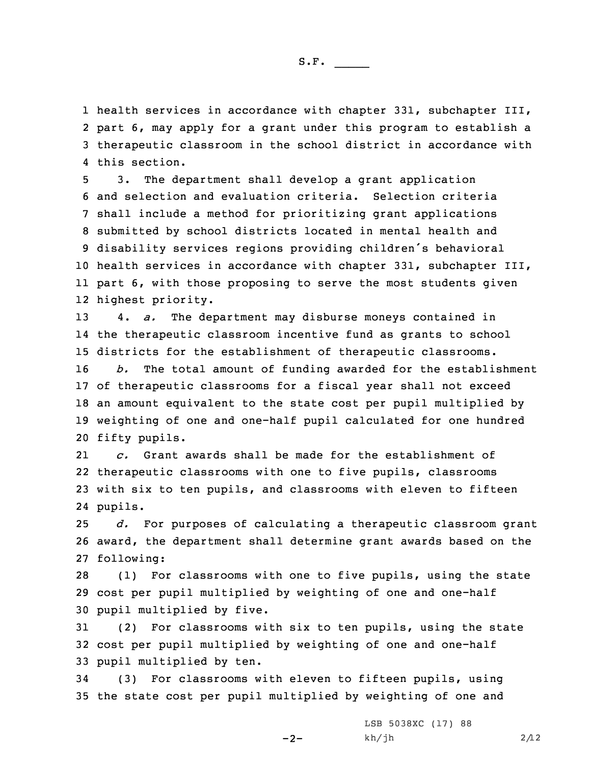health services in accordance with chapter 331, subchapter III, part 6, may apply for a grant under this program to establish a therapeutic classroom in the school district in accordance with this section.

3. The department shall develop a grant application and selection and evaluation criteria. Selection criteria shall include a method for prioritizing grant applications submitted by school districts located in mental health and disability services regions providing children's behavioral health services in accordance with chapter 331, subchapter III, part 6, with those proposing to serve the most students given highest priority.

4. *a.* The department may disburse moneys contained in the therapeutic classroom incentive fund as grants to school districts for the establishment of therapeutic classrooms.

*b.* The total amount of funding awarded for the establishment of therapeutic classrooms for a fiscal year shall not exceed an amount equivalent to the state cost per pupil multiplied by weighting of one and one-half pupil calculated for one hundred fifty pupils.

*c.* Grant awards shall be made for the establishment of therapeutic classrooms with one to five pupils, classrooms with six to ten pupils, and classrooms with eleven to fifteen pupils.

*d.* For purposes of calculating a therapeutic classroom grant award, the department shall determine grant awards based on the following:

(1) For classrooms with one to five pupils, using the state cost per pupil multiplied by weighting of one and one-half pupil multiplied by five.

(2) For classrooms with six to ten pupils, using the state cost per pupil multiplied by weighting of one and one-half pupil multiplied by ten.

(3) For classrooms with eleven to fifteen pupils, using the state cost per pupil multiplied by weighting of one and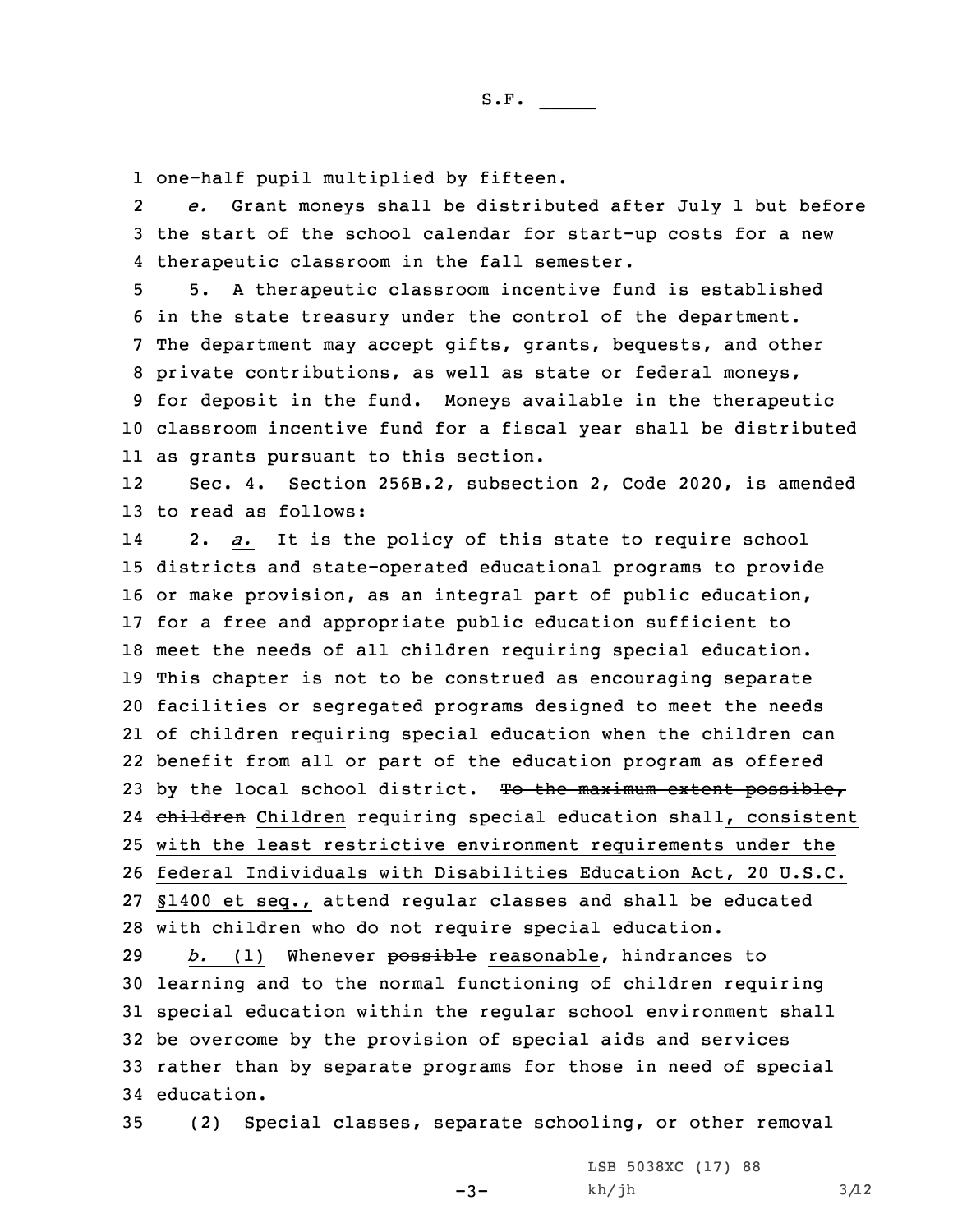one-half pupil multiplied by fifteen.

*e.* Grant moneys shall be distributed after July 1 but before the start of the school calendar for start-up costs for a new therapeutic classroom in the fall semester.

5. A therapeutic classroom incentive fund is established in the state treasury under the control of the department. The department may accept gifts, grants, bequests, and other private contributions, as well as state or federal moneys, for deposit in the fund. Moneys available in the therapeutic classroom incentive fund for a fiscal year shall be distributed as grants pursuant to this section.

Sec. 4. Section 256B.2, subsection 2, Code 2020, is amended to read as follows:

2. *a.* It is the policy of this state to require school districts and state-operated educational programs to provide or make provision, as an integral part of public education, for a free and appropriate public education sufficient to meet the needs of all children requiring special education. This chapter is not to be construed as encouraging separate facilities or segregated programs designed to meet the needs of children requiring special education when the children can benefit from all or part of the education program as offered by the local school district. ~~To the maximum extent possible, children~~ Children requiring special education shall, consistent with the least restrictive environment requirements under the federal Individuals with Disabilities Education Act, 20 U.S.C. §1400 et seq., attend regular classes and shall be educated with children who do not require special education.

*b.* (1) Whenever ~~possible~~ reasonable, hindrances to learning and to the normal functioning of children requiring special education within the regular school environment shall be overcome by the provision of special aids and services rather than by separate programs for those in need of special education.

(2) Special classes, separate schooling, or other removal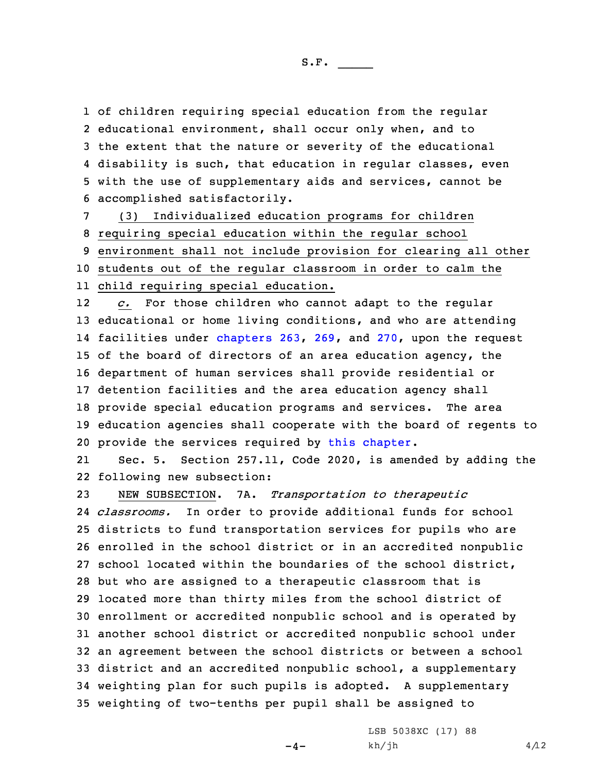of children requiring special education from the regular educational environment, shall occur only when, and to the extent that the nature or severity of the educational disability is such, that education in regular classes, even with the use of supplementary aids and services, cannot be accomplished satisfactorily.

(3) Individualized education programs for children requiring special education within the regular school environment shall not include provision for clearing all other students out of the regular classroom in order to calm the child requiring special education.

*c.* For those children who cannot adapt to the regular educational or home living conditions, and who are attending facilities under chapters 263, 269, and 270, upon the request of the board of directors of an area education agency, the department of human services shall provide residential or detention facilities and the area education agency shall provide special education programs and services. The area education agencies shall cooperate with the board of regents to provide the services required by this chapter.

Sec. 5. Section 257.11, Code 2020, is amended by adding the following new subsection:

NEW SUBSECTION. 7A. *Transportation to therapeutic classrooms.* In order to provide additional funds for school districts to fund transportation services for pupils who are enrolled in the school district or in an accredited nonpublic school located within the boundaries of the school district, but who are assigned to a therapeutic classroom that is located more than thirty miles from the school district of enrollment or accredited nonpublic school and is operated by another school district or accredited nonpublic school under an agreement between the school districts or between a school district and an accredited nonpublic school, a supplementary weighting plan for such pupils is adopted. A supplementary weighting of two-tenths per pupil shall be assigned to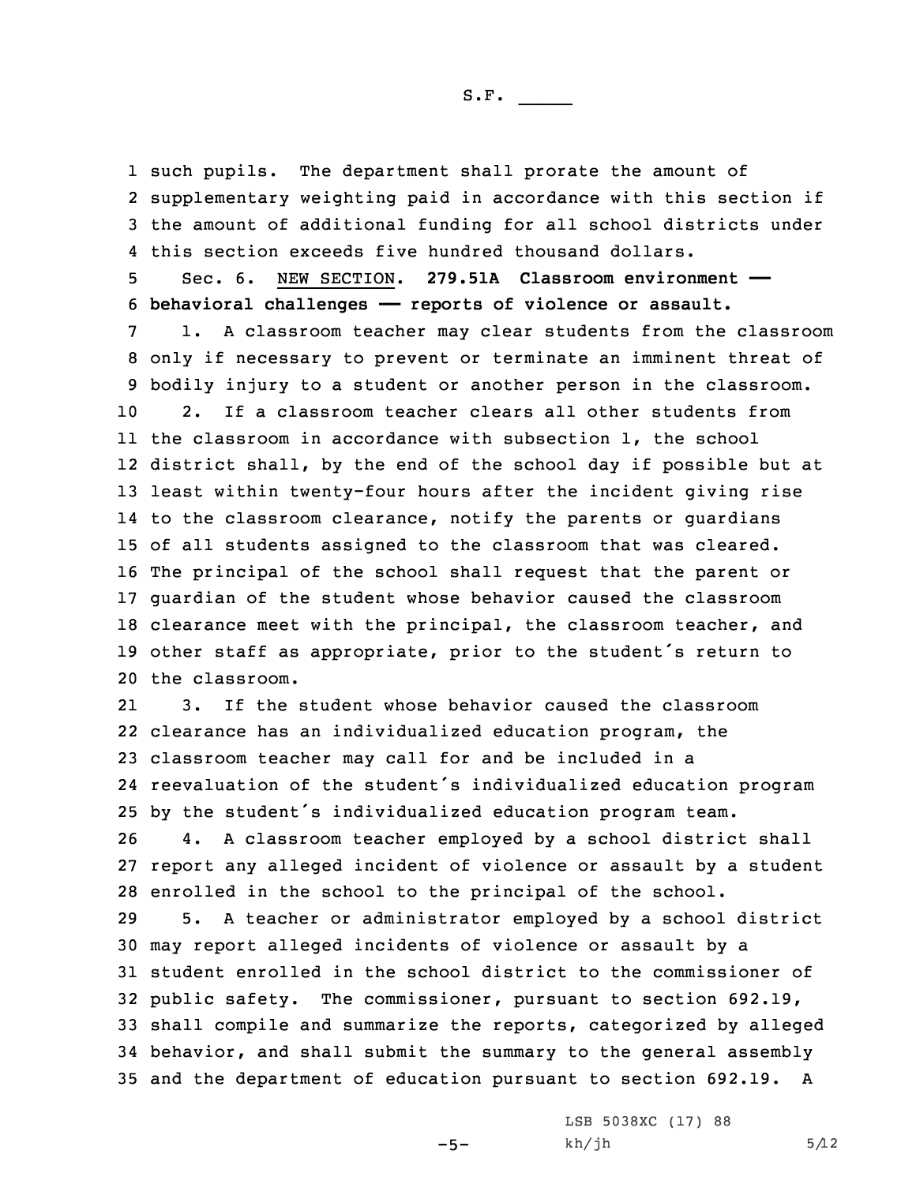such pupils. The department shall prorate the amount of supplementary weighting paid in accordance with this section if the amount of additional funding for all school districts under this section exceeds five hundred thousand dollars.

Sec. 6. NEW SECTION. **279.51A Classroom environment — behavioral challenges — reports of violence or assault.**

1. A classroom teacher may clear students from the classroom only if necessary to prevent or terminate an imminent threat of bodily injury to a student or another person in the classroom.

2. If a classroom teacher clears all other students from the classroom in accordance with subsection 1, the school district shall, by the end of the school day if possible but at least within twenty-four hours after the incident giving rise to the classroom clearance, notify the parents or guardians of all students assigned to the classroom that was cleared. The principal of the school shall request that the parent or guardian of the student whose behavior caused the classroom clearance meet with the principal, the classroom teacher, and other staff as appropriate, prior to the student's return to the classroom.

3. If the student whose behavior caused the classroom clearance has an individualized education program, the classroom teacher may call for and be included in a reevaluation of the student's individualized education program by the student's individualized education program team.

4. A classroom teacher employed by a school district shall report any alleged incident of violence or assault by a student enrolled in the school to the principal of the school.

5. A teacher or administrator employed by a school district may report alleged incidents of violence or assault by a student enrolled in the school district to the commissioner of public safety. The commissioner, pursuant to section 692.19, shall compile and summarize the reports, categorized by alleged behavior, and shall submit the summary to the general assembly and the department of education pursuant to section 692.19. A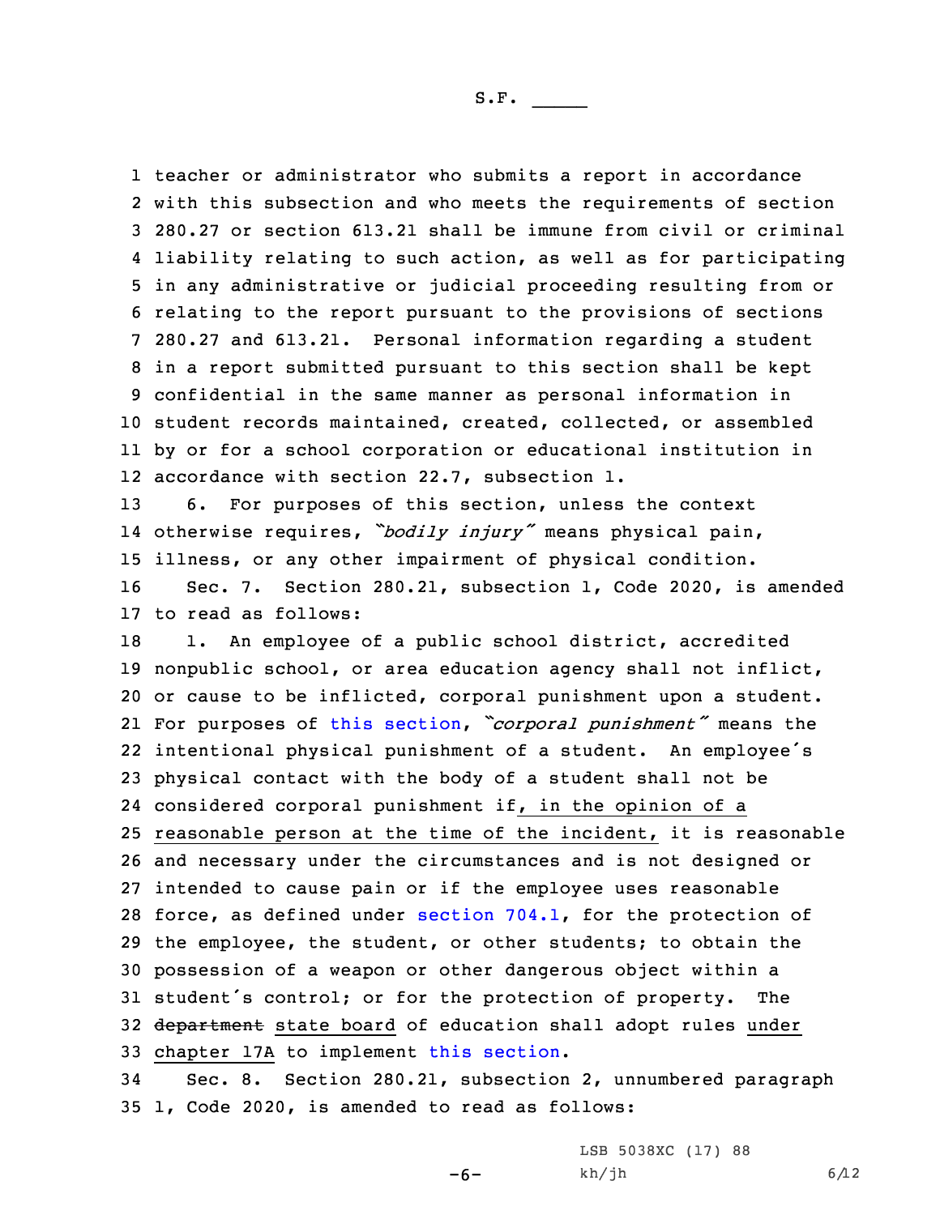teacher or administrator who submits a report in accordance with this subsection and who meets the requirements of section 280.27 or section 613.21 shall be immune from civil or criminal liability relating to such action, as well as for participating in any administrative or judicial proceeding resulting from or relating to the report pursuant to the provisions of sections 280.27 and 613.21. Personal information regarding a student in a report submitted pursuant to this section shall be kept confidential in the same manner as personal information in student records maintained, created, collected, or assembled by or for a school corporation or educational institution in accordance with section 22.7, subsection 1.

6. For purposes of this section, unless the context otherwise requires, *"bodily injury"* means physical pain, illness, or any other impairment of physical condition.

Sec. 7. Section 280.21, subsection 1, Code 2020, is amended to read as follows:

1. An employee of a public school district, accredited nonpublic school, or area education agency shall not inflict, or cause to be inflicted, corporal punishment upon a student. For purposes of this section, *"corporal punishment"* means the intentional physical punishment of a student. An employee's physical contact with the body of a student shall not be considered corporal punishment if, <u>in the opinion of a reasonable person at the time of the incident,</u> it is reasonable and necessary under the circumstances and is not designed or intended to cause pain or if the employee uses reasonable force, as defined under section 704.1, for the protection of the employee, the student, or other students; to obtain the possession of a weapon or other dangerous object within a student's control; or for the protection of property. The ~~department~~ <u>state board</u> of education shall adopt rules <u>under chapter 17A</u> to implement this section.

Sec. 8. Section 280.21, subsection 2, unnumbered paragraph 1, Code 2020, is amended to read as follows:

LSB 5038XC (17) 88
kh/jh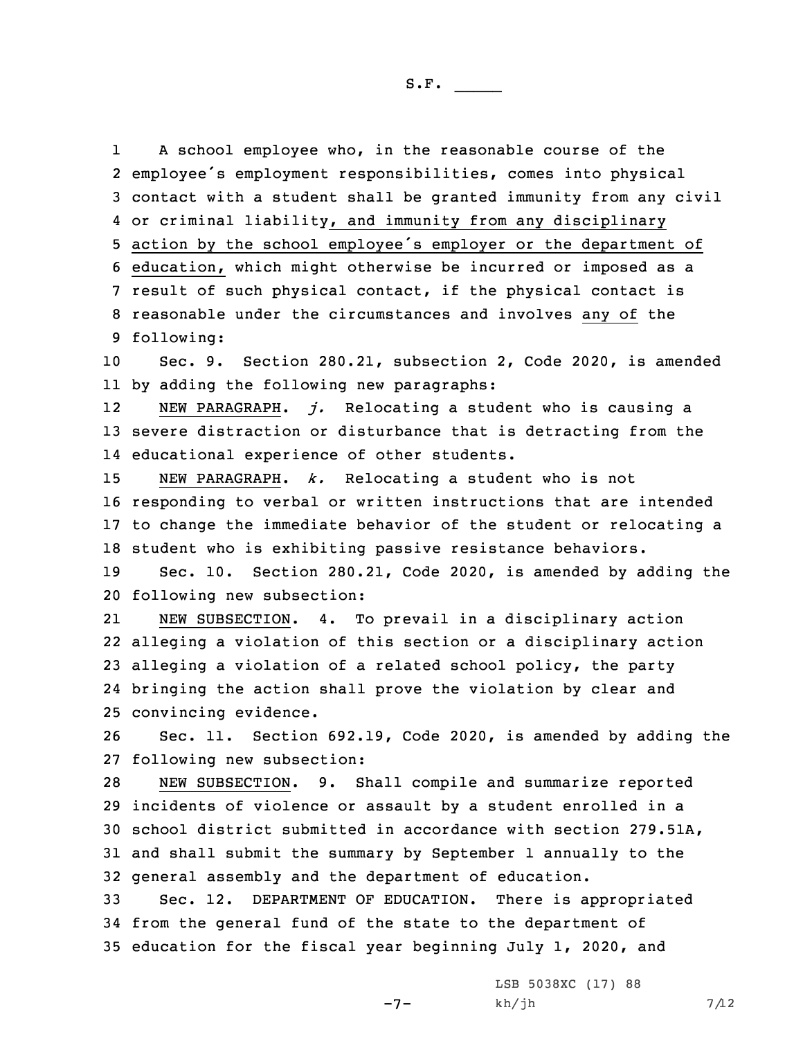A school employee who, in the reasonable course of the employee's employment responsibilities, comes into physical contact with a student shall be granted immunity from any civil or criminal liability, and immunity from any disciplinary action by the school employee's employer or the department of education, which might otherwise be incurred or imposed as a result of such physical contact, if the physical contact is reasonable under the circumstances and involves any of the following:

Sec. 9. Section 280.21, subsection 2, Code 2020, is amended by adding the following new paragraphs:

NEW PARAGRAPH. *j.* Relocating a student who is causing a severe distraction or disturbance that is detracting from the educational experience of other students.

NEW PARAGRAPH. *k.* Relocating a student who is not responding to verbal or written instructions that are intended to change the immediate behavior of the student or relocating a student who is exhibiting passive resistance behaviors.

Sec. 10. Section 280.21, Code 2020, is amended by adding the following new subsection:

NEW SUBSECTION. 4. To prevail in a disciplinary action alleging a violation of this section or a disciplinary action alleging a violation of a related school policy, the party bringing the action shall prove the violation by clear and convincing evidence.

Sec. 11. Section 692.19, Code 2020, is amended by adding the following new subsection:

NEW SUBSECTION. 9. Shall compile and summarize reported incidents of violence or assault by a student enrolled in a school district submitted in accordance with section 279.51A, and shall submit the summary by September 1 annually to the general assembly and the department of education.

Sec. 12. DEPARTMENT OF EDUCATION. There is appropriated from the general fund of the state to the department of education for the fiscal year beginning July 1, 2020, and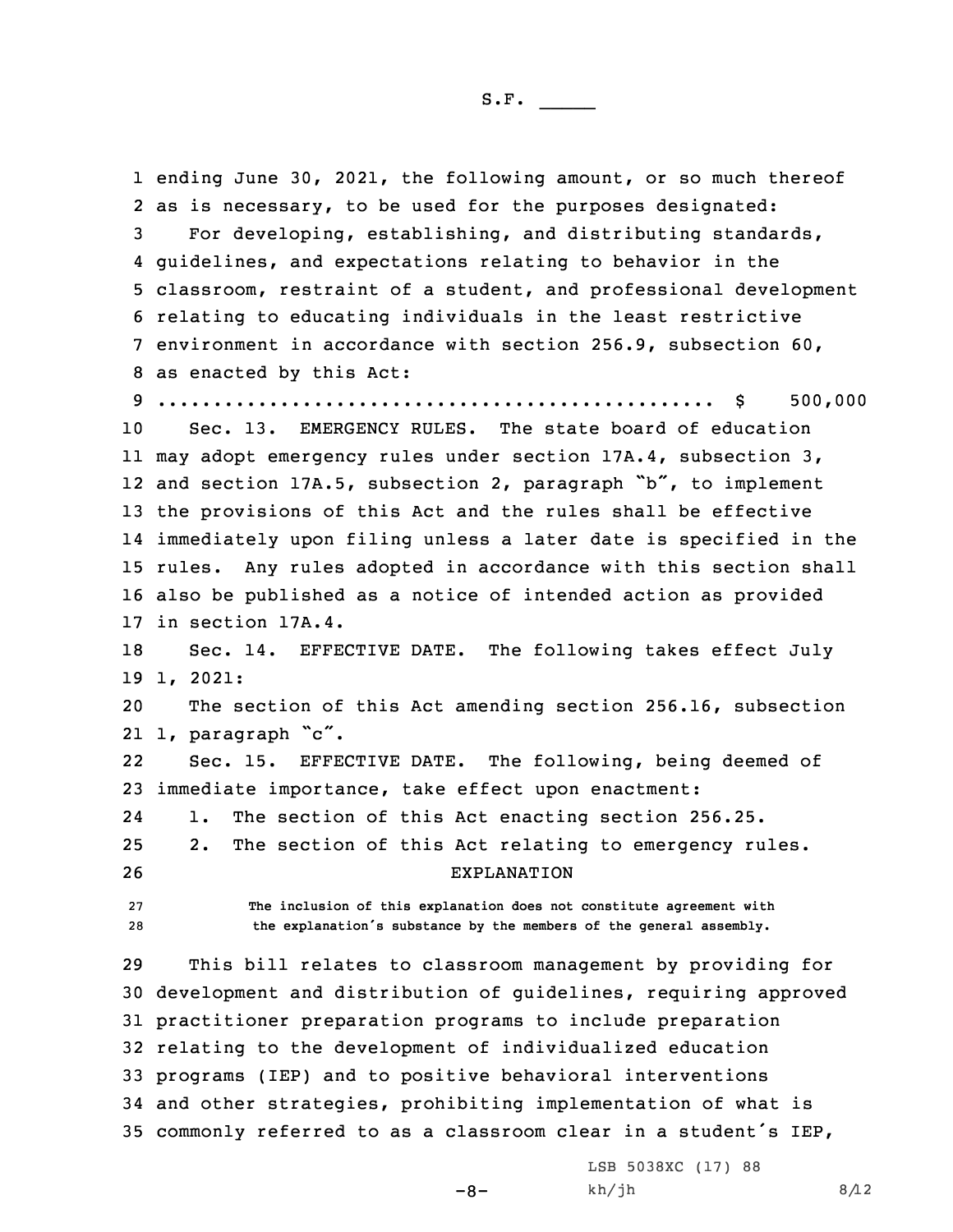ending June 30, 2021, the following amount, or so much thereof as is necessary, to be used for the purposes designated:

For developing, establishing, and distributing standards, guidelines, and expectations relating to behavior in the classroom, restraint of a student, and professional development relating to educating individuals in the least restrictive environment in accordance with section 256.9, subsection 60, as enacted by this Act:

.................................................. $ 500,000

Sec. 13. EMERGENCY RULES. The state board of education may adopt emergency rules under section 17A.4, subsection 3, and section 17A.5, subsection 2, paragraph "b", to implement the provisions of this Act and the rules shall be effective immediately upon filing unless a later date is specified in the rules. Any rules adopted in accordance with this section shall also be published as a notice of intended action as provided in section 17A.4.

Sec. 14. EFFECTIVE DATE. The following takes effect July 1, 2021:

The section of this Act amending section 256.16, subsection 1, paragraph "c".

Sec. 15. EFFECTIVE DATE. The following, being deemed of immediate importance, take effect upon enactment:

1. The section of this Act enacting section 256.25.

2. The section of this Act relating to emergency rules.

## EXPLANATION

**The inclusion of this explanation does not constitute agreement with the explanation's substance by the members of the general assembly.**

This bill relates to classroom management by providing for development and distribution of guidelines, requiring approved practitioner preparation programs to include preparation relating to the development of individualized education programs (IEP) and to positive behavioral interventions and other strategies, prohibiting implementation of what is commonly referred to as a classroom clear in a student's IEP,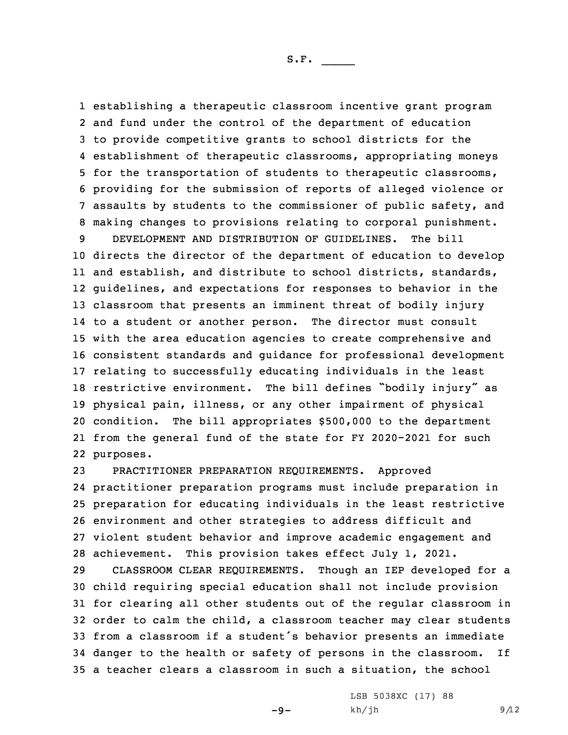establishing a therapeutic classroom incentive grant program and fund under the control of the department of education to provide competitive grants to school districts for the establishment of therapeutic classrooms, appropriating moneys for the transportation of students to therapeutic classrooms, providing for the submission of reports of alleged violence or assaults by students to the commissioner of public safety, and making changes to provisions relating to corporal punishment.

DEVELOPMENT AND DISTRIBUTION OF GUIDELINES. The bill directs the director of the department of education to develop and establish, and distribute to school districts, standards, guidelines, and expectations for responses to behavior in the classroom that presents an imminent threat of bodily injury to a student or another person. The director must consult with the area education agencies to create comprehensive and consistent standards and guidance for professional development relating to successfully educating individuals in the least restrictive environment. The bill defines "bodily injury" as physical pain, illness, or any other impairment of physical condition. The bill appropriates $500,000 to the department from the general fund of the state for FY 2020-2021 for such purposes.

PRACTITIONER PREPARATION REQUIREMENTS. Approved practitioner preparation programs must include preparation in preparation for educating individuals in the least restrictive environment and other strategies to address difficult and violent student behavior and improve academic engagement and achievement. This provision takes effect July 1, 2021.

CLASSROOM CLEAR REQUIREMENTS. Though an IEP developed for a child requiring special education shall not include provision for clearing all other students out of the regular classroom in order to calm the child, a classroom teacher may clear students from a classroom if a student's behavior presents an immediate danger to the health or safety of persons in the classroom. If a teacher clears a classroom in such a situation, the school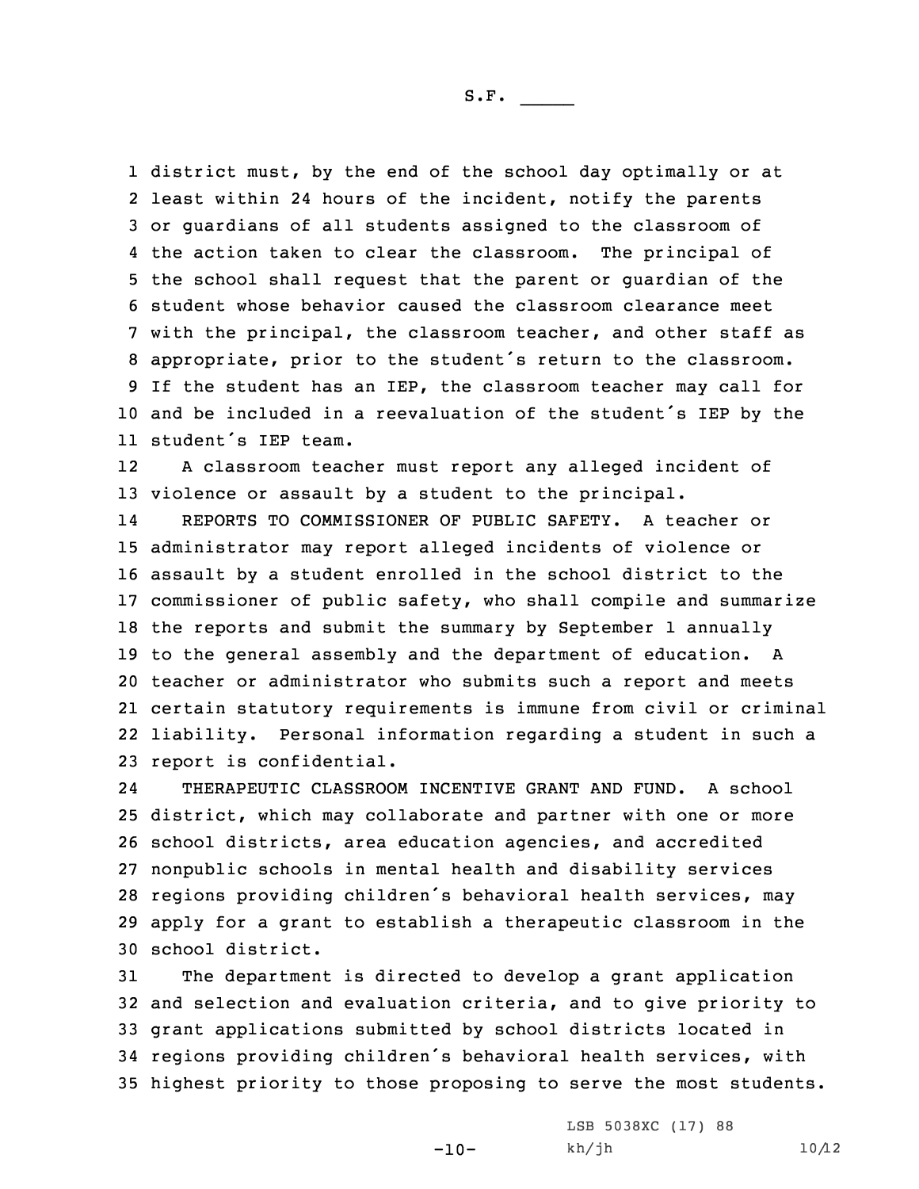district must, by the end of the school day optimally or at least within 24 hours of the incident, notify the parents or guardians of all students assigned to the classroom of the action taken to clear the classroom. The principal of the school shall request that the parent or guardian of the student whose behavior caused the classroom clearance meet with the principal, the classroom teacher, and other staff as appropriate, prior to the student's return to the classroom. If the student has an IEP, the classroom teacher may call for and be included in a reevaluation of the student's IEP by the student's IEP team.

A classroom teacher must report any alleged incident of violence or assault by a student to the principal.

REPORTS TO COMMISSIONER OF PUBLIC SAFETY. A teacher or administrator may report alleged incidents of violence or assault by a student enrolled in the school district to the commissioner of public safety, who shall compile and summarize the reports and submit the summary by September 1 annually to the general assembly and the department of education. A teacher or administrator who submits such a report and meets certain statutory requirements is immune from civil or criminal liability. Personal information regarding a student in such a report is confidential.

THERAPEUTIC CLASSROOM INCENTIVE GRANT AND FUND. A school district, which may collaborate and partner with one or more school districts, area education agencies, and accredited nonpublic schools in mental health and disability services regions providing children's behavioral health services, may apply for a grant to establish a therapeutic classroom in the school district.

The department is directed to develop a grant application and selection and evaluation criteria, and to give priority to grant applications submitted by school districts located in regions providing children's behavioral health services, with highest priority to those proposing to serve the most students.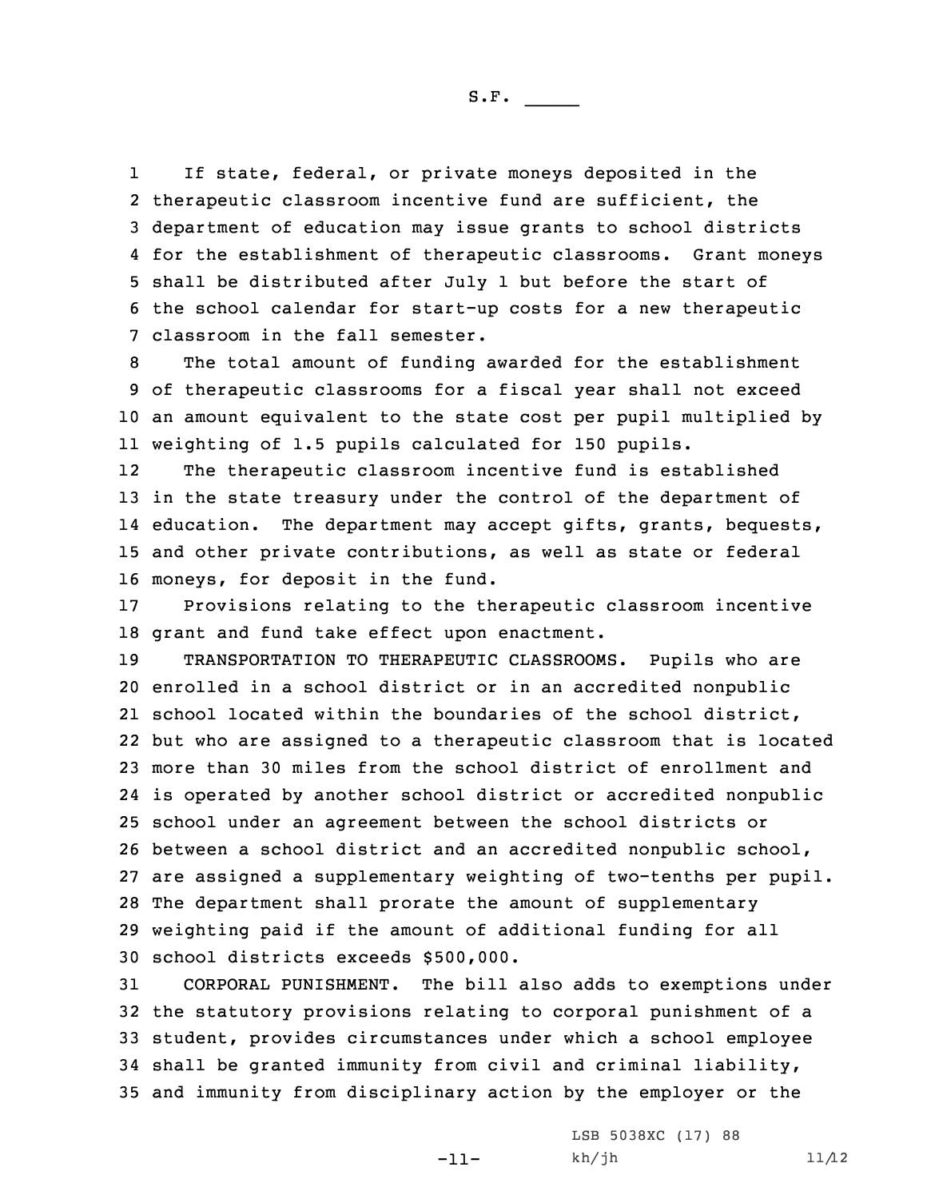If state, federal, or private moneys deposited in the therapeutic classroom incentive fund are sufficient, the department of education may issue grants to school districts for the establishment of therapeutic classrooms. Grant moneys shall be distributed after July 1 but before the start of the school calendar for start-up costs for a new therapeutic classroom in the fall semester.

The total amount of funding awarded for the establishment of therapeutic classrooms for a fiscal year shall not exceed an amount equivalent to the state cost per pupil multiplied by weighting of 1.5 pupils calculated for 150 pupils.

The therapeutic classroom incentive fund is established in the state treasury under the control of the department of education. The department may accept gifts, grants, bequests, and other private contributions, as well as state or federal moneys, for deposit in the fund.

Provisions relating to the therapeutic classroom incentive grant and fund take effect upon enactment.

TRANSPORTATION TO THERAPEUTIC CLASSROOMS. Pupils who are enrolled in a school district or in an accredited nonpublic school located within the boundaries of the school district, but who are assigned to a therapeutic classroom that is located more than 30 miles from the school district of enrollment and is operated by another school district or accredited nonpublic school under an agreement between the school districts or between a school district and an accredited nonpublic school, are assigned a supplementary weighting of two-tenths per pupil. The department shall prorate the amount of supplementary weighting paid if the amount of additional funding for all school districts exceeds $500,000.

CORPORAL PUNISHMENT. The bill also adds to exemptions under the statutory provisions relating to corporal punishment of a student, provides circumstances under which a school employee shall be granted immunity from civil and criminal liability, and immunity from disciplinary action by the employer or the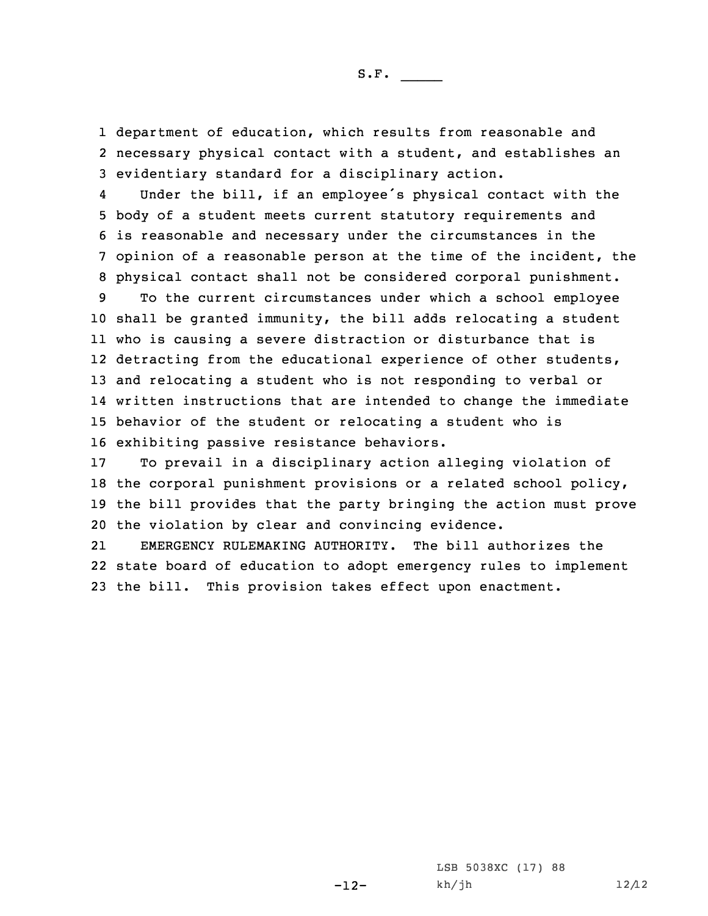department of education, which results from reasonable and necessary physical contact with a student, and establishes an evidentiary standard for a disciplinary action.

Under the bill, if an employee's physical contact with the body of a student meets current statutory requirements and is reasonable and necessary under the circumstances in the opinion of a reasonable person at the time of the incident, the physical contact shall not be considered corporal punishment.

To the current circumstances under which a school employee shall be granted immunity, the bill adds relocating a student who is causing a severe distraction or disturbance that is detracting from the educational experience of other students, and relocating a student who is not responding to verbal or written instructions that are intended to change the immediate behavior of the student or relocating a student who is exhibiting passive resistance behaviors.

To prevail in a disciplinary action alleging violation of the corporal punishment provisions or a related school policy, the bill provides that the party bringing the action must prove the violation by clear and convincing evidence.

EMERGENCY RULEMAKING AUTHORITY. The bill authorizes the state board of education to adopt emergency rules to implement the bill. This provision takes effect upon enactment.